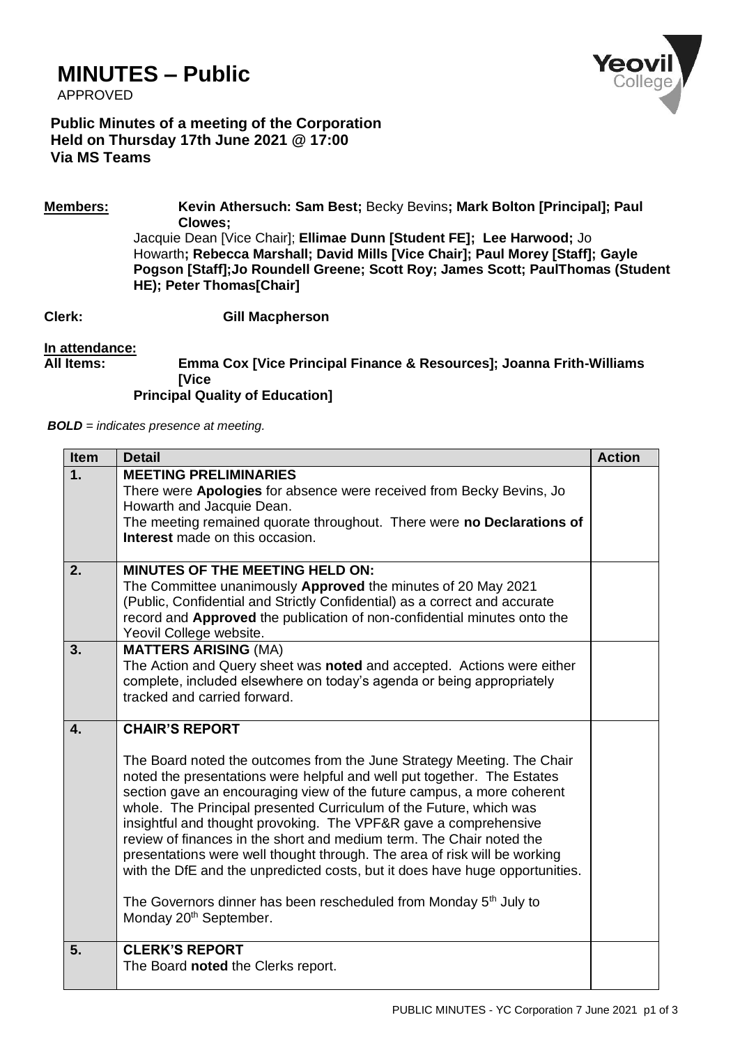# MINUTES – Public

APPROVED

**Public Minutes of a meeting of the Corporation**
**Held on Thursday 17th June 2021 @ 17:00**
**Via MS Teams**

**Members:** **Kevin Athersuch: Sam Best;** Becky Bevins**; Mark Bolton [Principal]; Paul Clowes;** Jacquie Dean [Vice Chair]; **Ellimae Dunn [Student FE]; Lee Harwood;** Jo Howarth**; Rebecca Marshall; David Mills [Vice Chair]; Paul Morey [Staff]; Gayle Pogson [Staff];Jo Roundell Greene; Scott Roy; James Scott; PaulThomas (Student HE); Peter Thomas[Chair]**

**Clerk:** **Gill Macpherson**

**In attendance:**
**All Items:** **Emma Cox [Vice Principal Finance & Resources]; Joanna Frith-Williams [Vice Principal Quality of Education]**

***BOLD** = indicates presence at meeting.*

| Item | Detail | Action |
|---|---|---|
| **1.** | **MEETING PRELIMINARIES**<br>There were **Apologies** for absence were received from Becky Bevins, Jo Howarth and Jacquie Dean.<br>The meeting remained quorate throughout. There were **no Declarations of Interest** made on this occasion. | |
| **2.** | **MINUTES OF THE MEETING HELD ON:**<br>The Committee unanimously **Approved** the minutes of 20 May 2021 (Public, Confidential and Strictly Confidential) as a correct and accurate record and **Approved** the publication of non-confidential minutes onto the Yeovil College website. | |
| **3.** | **MATTERS ARISING** (MA)<br>The Action and Query sheet was **noted** and accepted. Actions were either complete, included elsewhere on today's agenda or being appropriately tracked and carried forward. | |
| **4.** | **CHAIR'S REPORT**<br><br>The Board noted the outcomes from the June Strategy Meeting. The Chair noted the presentations were helpful and well put together. The Estates section gave an encouraging view of the future campus, a more coherent whole. The Principal presented Curriculum of the Future, which was insightful and thought provoking. The VPF&R gave a comprehensive review of finances in the short and medium term. The Chair noted the presentations were well thought through. The area of risk will be working with the DfE and the unpredicted costs, but it does have huge opportunities.<br><br>The Governors dinner has been rescheduled from Monday 5th July to Monday 20th September. | |
| **5.** | **CLERK'S REPORT**<br>The Board **noted** the Clerks report. | |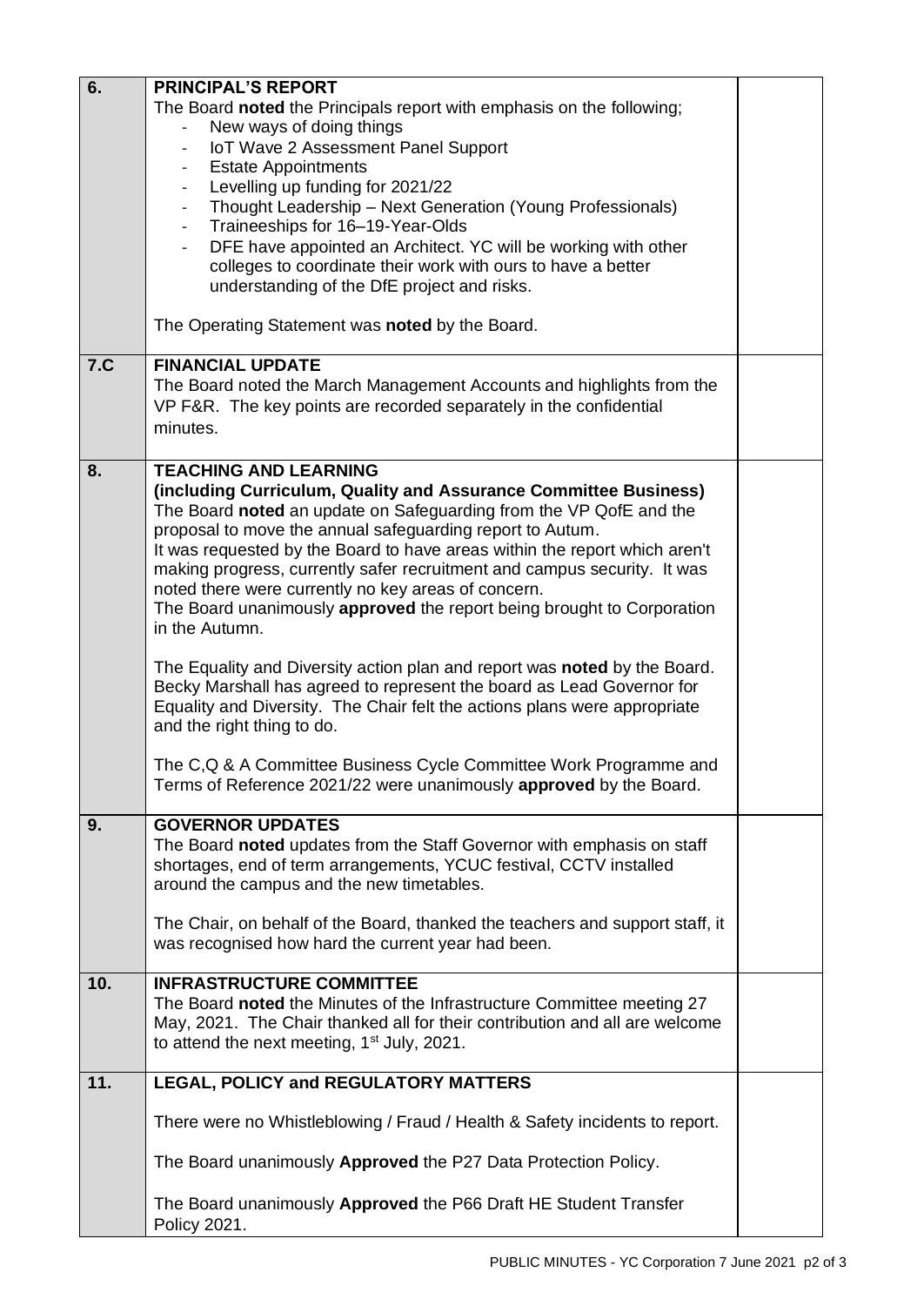| | | |
|---|---|---|
| **6.** | **PRINCIPAL'S REPORT**<br>The Board **noted** the Principals report with emphasis on the following;<br>- New ways of doing things<br>- IoT Wave 2 Assessment Panel Support<br>- Estate Appointments<br>- Levelling up funding for 2021/22<br>- Thought Leadership – Next Generation (Young Professionals)<br>- Traineeships for 16–19-Year-Olds<br>- DFE have appointed an Architect. YC will be working with other colleges to coordinate their work with ours to have a better understanding of the DfE project and risks.<br><br>The Operating Statement was **noted** by the Board. | |
| **7.C** | **FINANCIAL UPDATE**<br>The Board noted the March Management Accounts and highlights from the VP F&R. The key points are recorded separately in the confidential minutes. | |
| **8.** | **TEACHING AND LEARNING**<br>**(including Curriculum, Quality and Assurance Committee Business)**<br>The Board **noted** an update on Safeguarding from the VP QofE and the proposal to move the annual safeguarding report to Autum.<br>It was requested by the Board to have areas within the report which aren't making progress, currently safer recruitment and campus security. It was noted there were currently no key areas of concern.<br>The Board unanimously **approved** the report being brought to Corporation in the Autumn.<br><br>The Equality and Diversity action plan and report was **noted** by the Board. Becky Marshall has agreed to represent the board as Lead Governor for Equality and Diversity. The Chair felt the actions plans were appropriate and the right thing to do.<br><br>The C,Q & A Committee Business Cycle Committee Work Programme and Terms of Reference 2021/22 were unanimously **approved** by the Board. | |
| **9.** | **GOVERNOR UPDATES**<br>The Board **noted** updates from the Staff Governor with emphasis on staff shortages, end of term arrangements, YCUC festival, CCTV installed around the campus and the new timetables.<br><br>The Chair, on behalf of the Board, thanked the teachers and support staff, it was recognised how hard the current year had been. | |
| **10.** | **INFRASTRUCTURE COMMITTEE**<br>The Board **noted** the Minutes of the Infrastructure Committee meeting 27 May, 2021. The Chair thanked all for their contribution and all are welcome to attend the next meeting, 1st July, 2021. | |
| **11.** | **LEGAL, POLICY and REGULATORY MATTERS**<br><br>There were no Whistleblowing / Fraud / Health & Safety incidents to report.<br><br>The Board unanimously **Approved** the P27 Data Protection Policy.<br><br>The Board unanimously **Approved** the P66 Draft HE Student Transfer Policy 2021. | |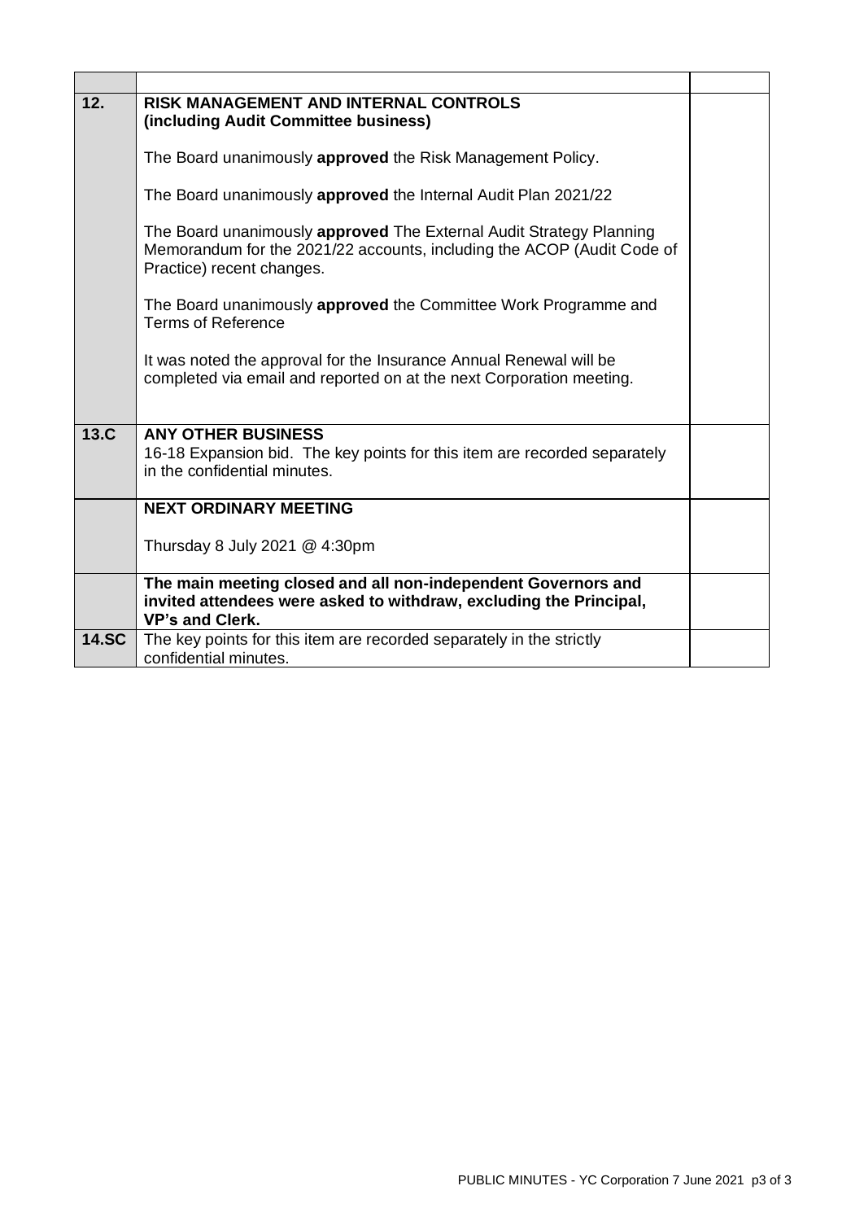| | | |
|---|---|---|
| **12.** | **RISK MANAGEMENT AND INTERNAL CONTROLS (including Audit Committee business)**<br><br>The Board unanimously **approved** the Risk Management Policy.<br><br>The Board unanimously **approved** the Internal Audit Plan 2021/22<br><br>The Board unanimously **approved** The External Audit Strategy Planning Memorandum for the 2021/22 accounts, including the ACOP (Audit Code of Practice) recent changes.<br><br>The Board unanimously **approved** the Committee Work Programme and Terms of Reference<br><br>It was noted the approval for the Insurance Annual Renewal will be completed via email and reported on at the next Corporation meeting. | |
| **13.C** | **ANY OTHER BUSINESS**<br>16-18 Expansion bid. The key points for this item are recorded separately in the confidential minutes. | |
| | **NEXT ORDINARY MEETING**<br><br>Thursday 8 July 2021 @ 4:30pm | |
| | **The main meeting closed and all non-independent Governors and invited attendees were asked to withdraw, excluding the Principal, VP's and Clerk.** | |
| **14.SC** | The key points for this item are recorded separately in the strictly confidential minutes. | |